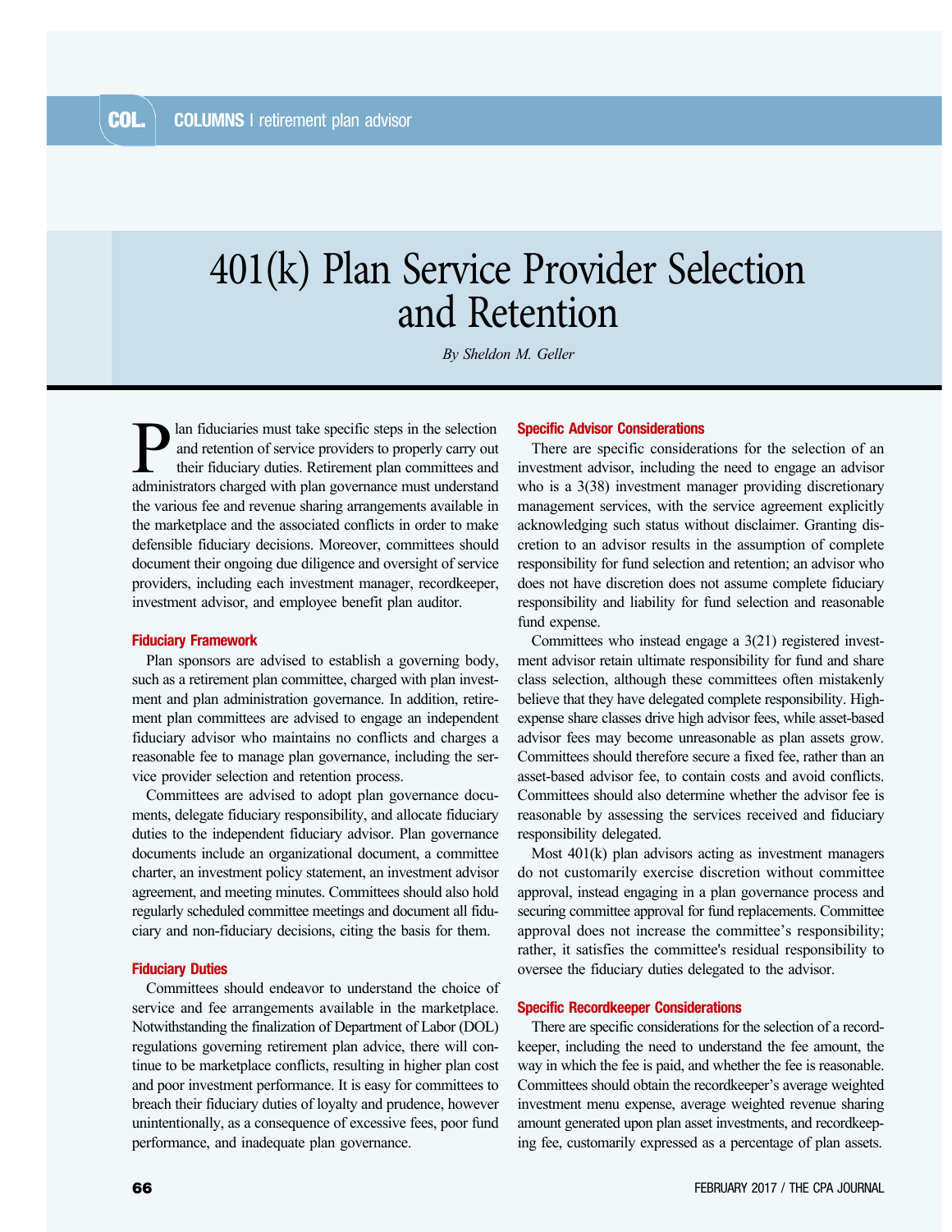# 401(k) Plan Service Provider Selection and Retention

*By Sheldon M. Geller*

Plan fiduciaries must take specific steps in the selection and retention of service providers to properly carry out their fiduciary duties. Retirement plan committees and administrators charged with plan governance must understand the various fee and revenue sharing arrangements available in the marketplace and the associated conflicts in order to make defensible fiduciary decisions. Moreover, committees should document their ongoing due diligence and oversight of service providers, including each investment manager, recordkeeper, investment advisor, and employee benefit plan auditor.

### Fiduciary Framework

Plan sponsors are advised to establish a governing body, such as a retirement plan committee, charged with plan investment and plan administration governance. In addition, retirement plan committees are advised to engage an independent fiduciary advisor who maintains no conflicts and charges a reasonable fee to manage plan governance, including the service provider selection and retention process.

Committees are advised to adopt plan governance documents, delegate fiduciary responsibility, and allocate fiduciary duties to the independent fiduciary advisor. Plan governance documents include an organizational document, a committee charter, an investment policy statement, an investment advisor agreement, and meeting minutes. Committees should also hold regularly scheduled committee meetings and document all fiduciary and non-fiduciary decisions, citing the basis for them.

### Fiduciary Duties

Committees should endeavor to understand the choice of service and fee arrangements available in the marketplace. Notwithstanding the finalization of Department of Labor (DOL) regulations governing retirement plan advice, there will continue to be marketplace conflicts, resulting in higher plan cost and poor investment performance. It is easy for committees to breach their fiduciary duties of loyalty and prudence, however unintentionally, as a consequence of excessive fees, poor fund performance, and inadequate plan governance.

### Specific Advisor Considerations

There are specific considerations for the selection of an investment advisor, including the need to engage an advisor who is a 3(38) investment manager providing discretionary management services, with the service agreement explicitly acknowledging such status without disclaimer. Granting discretion to an advisor results in the assumption of complete responsibility for fund selection and retention; an advisor who does not have discretion does not assume complete fiduciary responsibility and liability for fund selection and reasonable fund expense.

Committees who instead engage a 3(21) registered investment advisor retain ultimate responsibility for fund and share class selection, although these committees often mistakenly believe that they have delegated complete responsibility. High-expense share classes drive high advisor fees, while asset-based advisor fees may become unreasonable as plan assets grow. Committees should therefore secure a fixed fee, rather than an asset-based advisor fee, to contain costs and avoid conflicts. Committees should also determine whether the advisor fee is reasonable by assessing the services received and fiduciary responsibility delegated.

Most 401(k) plan advisors acting as investment managers do not customarily exercise discretion without committee approval, instead engaging in a plan governance process and securing committee approval for fund replacements. Committee approval does not increase the committee's responsibility; rather, it satisfies the committee's residual responsibility to oversee the fiduciary duties delegated to the advisor.

### Specific Recordkeeper Considerations

There are specific considerations for the selection of a recordkeeper, including the need to understand the fee amount, the way in which the fee is paid, and whether the fee is reasonable. Committees should obtain the recordkeeper's average weighted investment menu expense, average weighted revenue sharing amount generated upon plan asset investments, and recordkeeping fee, customarily expressed as a percentage of plan assets.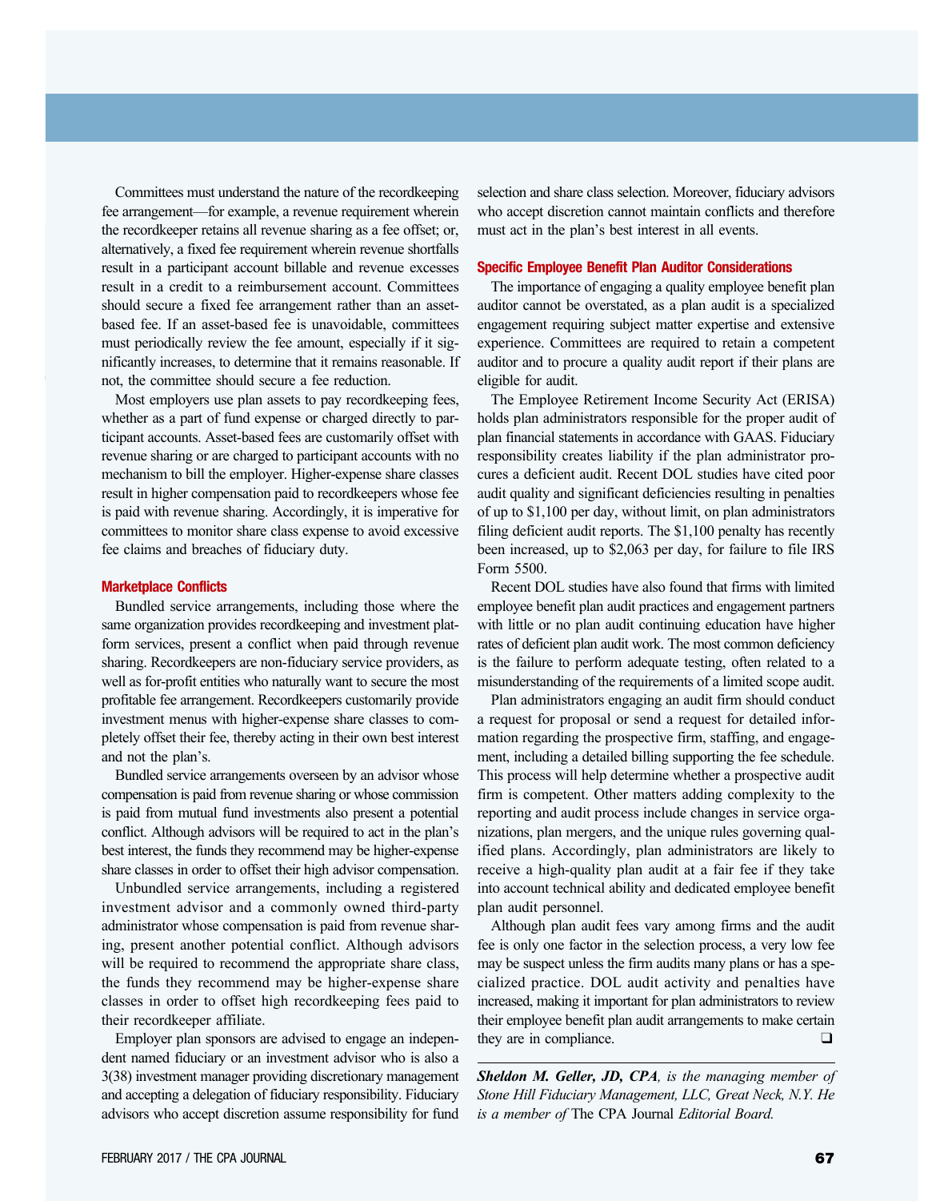Committees must understand the nature of the recordkeeping fee arrangement—for example, a revenue requirement wherein the recordkeeper retains all revenue sharing as a fee offset; or, alternatively, a fixed fee requirement wherein revenue shortfalls result in a participant account billable and revenue excesses result in a credit to a reimbursement account. Committees should secure a fixed fee arrangement rather than an asset-based fee. If an asset-based fee is unavoidable, committees must periodically review the fee amount, especially if it significantly increases, to determine that it remains reasonable. If not, the committee should secure a fee reduction.

Most employers use plan assets to pay recordkeeping fees, whether as a part of fund expense or charged directly to participant accounts. Asset-based fees are customarily offset with revenue sharing or are charged to participant accounts with no mechanism to bill the employer. Higher-expense share classes result in higher compensation paid to recordkeepers whose fee is paid with revenue sharing. Accordingly, it is imperative for committees to monitor share class expense to avoid excessive fee claims and breaches of fiduciary duty.

### Marketplace Conflicts

Bundled service arrangements, including those where the same organization provides recordkeeping and investment platform services, present a conflict when paid through revenue sharing. Recordkeepers are non-fiduciary service providers, as well as for-profit entities who naturally want to secure the most profitable fee arrangement. Recordkeepers customarily provide investment menus with higher-expense share classes to completely offset their fee, thereby acting in their own best interest and not the plan's.

Bundled service arrangements overseen by an advisor whose compensation is paid from revenue sharing or whose commission is paid from mutual fund investments also present a potential conflict. Although advisors will be required to act in the plan's best interest, the funds they recommend may be higher-expense share classes in order to offset their high advisor compensation.

Unbundled service arrangements, including a registered investment advisor and a commonly owned third-party administrator whose compensation is paid from revenue sharing, present another potential conflict. Although advisors will be required to recommend the appropriate share class, the funds they recommend may be higher-expense share classes in order to offset high recordkeeping fees paid to their recordkeeper affiliate.

Employer plan sponsors are advised to engage an independent named fiduciary or an investment advisor who is also a 3(38) investment manager providing discretionary management and accepting a delegation of fiduciary responsibility. Fiduciary advisors who accept discretion assume responsibility for fund selection and share class selection. Moreover, fiduciary advisors who accept discretion cannot maintain conflicts and therefore must act in the plan's best interest in all events.

### Specific Employee Benefit Plan Auditor Considerations

The importance of engaging a quality employee benefit plan auditor cannot be overstated, as a plan audit is a specialized engagement requiring subject matter expertise and extensive experience. Committees are required to retain a competent auditor and to procure a quality audit report if their plans are eligible for audit.

The Employee Retirement Income Security Act (ERISA) holds plan administrators responsible for the proper audit of plan financial statements in accordance with GAAS. Fiduciary responsibility creates liability if the plan administrator procures a deficient audit. Recent DOL studies have cited poor audit quality and significant deficiencies resulting in penalties of up to $1,100 per day, without limit, on plan administrators filing deficient audit reports. The $1,100 penalty has recently been increased, up to $2,063 per day, for failure to file IRS Form 5500.

Recent DOL studies have also found that firms with limited employee benefit plan audit practices and engagement partners with little or no plan audit continuing education have higher rates of deficient plan audit work. The most common deficiency is the failure to perform adequate testing, often related to a misunderstanding of the requirements of a limited scope audit.

Plan administrators engaging an audit firm should conduct a request for proposal or send a request for detailed information regarding the prospective firm, staffing, and engagement, including a detailed billing supporting the fee schedule. This process will help determine whether a prospective audit firm is competent. Other matters adding complexity to the reporting and audit process include changes in service organizations, plan mergers, and the unique rules governing qualified plans. Accordingly, plan administrators are likely to receive a high-quality plan audit at a fair fee if they take into account technical ability and dedicated employee benefit plan audit personnel.

Although plan audit fees vary among firms and the audit fee is only one factor in the selection process, a very low fee may be suspect unless the firm audits many plans or has a specialized practice. DOL audit activity and penalties have increased, making it important for plan administrators to review their employee benefit plan audit arrangements to make certain they are in compliance. ❑

---

***Sheldon M. Geller, JD, CPA****, is the managing member of Stone Hill Fiduciary Management, LLC, Great Neck, N.Y. He is a member of* The CPA Journal *Editorial Board.*